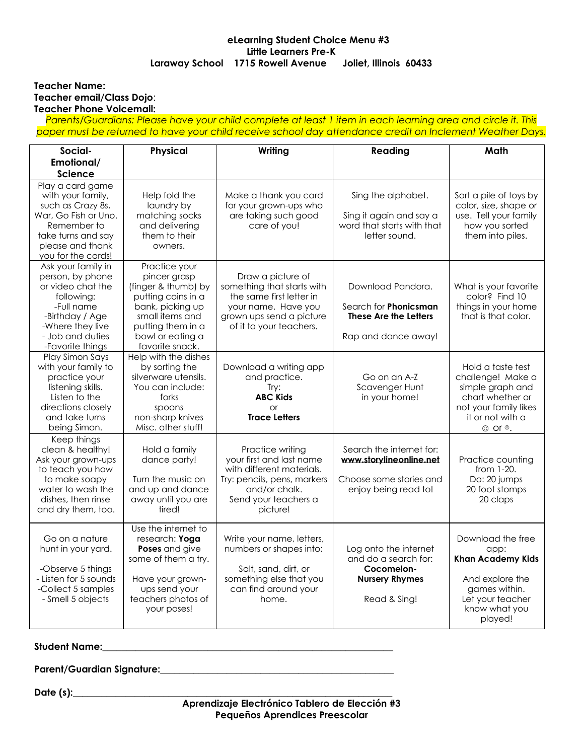**eLearning Student Choice Menu #3**
**Little Learners Pre-K**
**Laraway School 1715 Rowell Avenue Joliet, Illinois 60433**

**Teacher Name:**
**Teacher email/Class Dojo**:
**Teacher Phone Voicemail:**

*Parents/Guardians: Please have your child complete at least 1 item in each learning area and circle it. This paper must be returned to have your child receive school day attendance credit on Inclement Weather Days.*

| Social-Emotional/ Science | Physical | Writing | Reading | Math |
|---|---|---|---|---|
| Play a card game with your family, such as Crazy 8s, War, Go Fish or Uno. Remember to take turns and say please and thank you for the cards! | Help fold the laundry by matching socks and delivering them to their owners. | Make a thank you card for your grown-ups who are taking such good care of you! | Sing the alphabet. Sing it again and say a word that starts with that letter sound. | Sort a pile of toys by color, size, shape or use. Tell your family how you sorted them into piles. |
| Ask your family in person, by phone or video chat the following: -Full name -Birthday / Age -Where they live - Job and duties -Favorite things | Practice your pincer grasp (finger & thumb) by putting coins in a bank, picking up small items and putting them in a bowl or eating a favorite snack. | Draw a picture of something that starts with the same first letter in your name. Have you grown ups send a picture of it to your teachers. | Download Pandora. Search for **Phonicsman These Are the Letters** Rap and dance away! | What is your favorite color? Find 10 things in your home that is that color. |
| Play Simon Says with your family to practice your listening skills. Listen to the directions closely and take turns being Simon. | Help with the dishes by sorting the silverware utensils. You can include: forks spoons non-sharp knives Misc. other stuff! | Download a writing app and practice. Try: **ABC Kids** or **Trace Letters** | Go on an A-Z Scavenger Hunt in your home! | Hold a taste test challenge! Make a simple graph and chart whether or not your family likes it or not with a ☺ or ☹. |
| Keep things clean & healthy! Ask your grown-ups to teach you how to make soapy water to wash the dishes, then rinse and dry them, too. | Hold a family dance party! Turn the music on and up and dance away until you are tired! | Practice writing your first and last name with different materials. Try: pencils, pens, markers and/or chalk. Send your teachers a picture! | Search the internet for: **www.storylineonline.net** Choose some stories and enjoy being read to! | Practice counting from 1-20. Do: 20 jumps 20 foot stomps 20 claps |
| Go on a nature hunt in your yard. -Observe 5 things - Listen for 5 sounds -Collect 5 samples - Smell 5 objects | Use the internet to research: **Yoga Poses** and give some of them a try. Have your grown-ups send your teachers photos of your poses! | Write your name, letters, numbers or shapes into: Salt, sand, dirt, or something else that you can find around your home. | Log onto the internet and do a search for: **Cocomelon- Nursery Rhymes** Read & Sing! | Download the free app: **Khan Academy Kids** And explore the games within. Let your teacher know what you played! |

**Student Name:**\_\_\_\_\_\_\_\_\_\_\_\_\_\_\_\_\_\_\_\_\_\_\_\_\_\_\_\_\_\_\_\_\_\_\_\_\_\_\_\_\_\_\_\_\_\_\_\_

**Parent/Guardian Signature:**\_\_\_\_\_\_\_\_\_\_\_\_\_\_\_\_\_\_\_\_\_\_\_\_\_\_\_\_\_\_\_\_\_\_\_\_\_\_

**Date (s):**\_\_\_\_\_\_\_\_\_\_\_\_\_\_\_\_\_\_\_\_\_\_\_\_\_\_\_\_\_\_\_\_\_\_\_\_\_\_\_\_\_\_\_\_\_\_\_\_\_\_\_\_

**Aprendizaje Electrónico Tablero de Elección #3**
**Pequeños Aprendices Preescolar**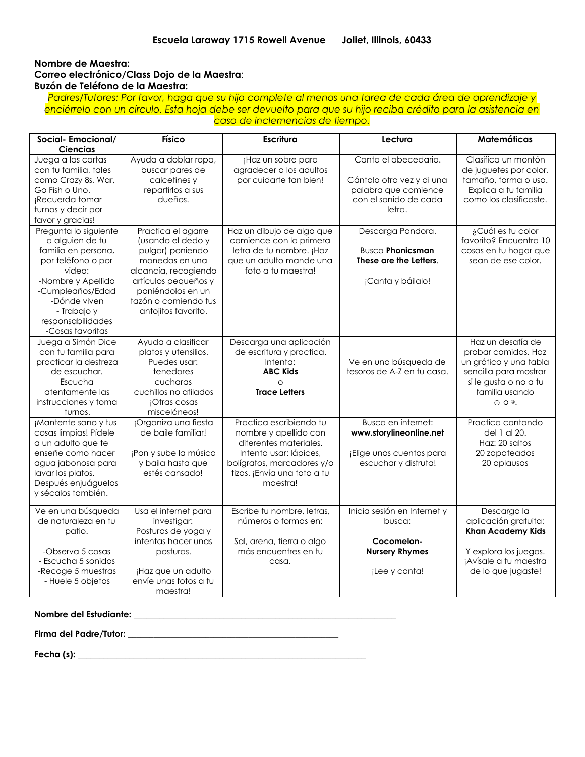**Escuela Laraway 1715 Rowell Avenue Joliet, Illinois, 60433**

**Nombre de Maestra:**
**Correo electrónico/Class Dojo de la Maestra**:
**Buzón de Teléfono de la Maestra:**

*Padres/Tutores: Por favor, haga que su hijo complete al menos una tarea de cada área de aprendizaje y enciérrelo con un círculo. Esta hoja debe ser devuelto para que su hijo reciba crédito para la asistencia en caso de inclemencias de tiempo.*

| Social- Emocional/ Ciencias | Físico | Escritura | Lectura | Matemáticas |
|---|---|---|---|---|
| Juega a las cartas con tu familia, tales como Crazy 8s, War, Go Fish o Uno. ¡Recuerda tomar turnos y decir por favor y gracias! | Ayuda a doblar ropa, buscar pares de calcetines y repartirlos a sus dueños. | ¡Haz un sobre para agradecer a los adultos por cuidarte tan bien! | Canta el abecedario.<br><br>Cántalo otra vez y di una palabra que comience con el sonido de cada letra. | Clasifica un montón de juguetes por color, tamaño, forma o uso. Explica a tu familia como los clasificaste. |
| Pregunta lo siguiente a alguien de tu familia en persona, por teléfono o por video:<br>-Nombre y Apellido<br>-Cumpleaños/Edad<br>-Dónde viven<br>- Trabajo y responsabilidades<br>-Cosas favoritas | Practica el agarre (usando el dedo y pulgar) poniendo monedas en una alcancía, recogiendo artículos pequeños y poniéndolos en un tazón o comiendo tus antojitos favorito. | Haz un dibujo de algo que comience con la primera letra de tu nombre. ¡Haz que un adulto mande una foto a tu maestra! | Descarga Pandora.<br><br>Busca **Phonicsman These are the Letters**.<br><br>¡Canta y báilalo! | ¿Cuál es tu color favorito? Encuentra 10 cosas en tu hogar que sean de ese color. |
| Juega a Simón Dice con tu familia para practicar la destreza de escuchar. Escucha atentamente las instrucciones y toma turnos. | Ayuda a clasificar platos y utensilios. Puedes usar:<br>tenedores<br>cucharas<br>cuchillos no afilados<br>¡Otras cosas misceláneos! | Descarga una aplicación de escritura y practica. Intenta:<br>**ABC Kids**<br>o<br>**Trace Letters** | Ve en una búsqueda de tesoros de A-Z en tu casa. | Haz un desafío de probar comidas. Haz un gráfico y una tabla sencilla para mostrar si le gusta o no a tu familia usando ☺ o ☹. |
| ¡Mantente sano y tus cosas limpias! Pídele a un adulto que te enseñe como hacer agua jabonosa para lavar los platos. Después enjuáguelos y sécalos también. | ¡Organiza una fiesta de baile familiar!<br><br>¡Pon y sube la música y baila hasta que estés cansado! | Practica escribiendo tu nombre y apellido con diferentes materiales. Intenta usar: lápices, bolígrafos, marcadores y/o tizas. ¡Envía una foto a tu maestra! | Busca en internet:<br>**www.storylineonline.net**<br><br>¡Elige unos cuentos para escuchar y disfruta! | Practica contando del 1 al 20.<br>Haz: 20 saltos<br>20 zapateados<br>20 aplausos |
| Ve en una búsqueda de naturaleza en tu patio.<br><br>-Observa 5 cosas<br>- Escucha 5 sonidos<br>-Recoge 5 muestras<br>- Huele 5 objetos | Usa el internet para investigar:<br>Posturas de yoga y intentas hacer unas posturas.<br><br>¡Haz que un adulto envíe unas fotos a tu maestra! | Escribe tu nombre, letras, números o formas en:<br><br>Sal, arena, tierra o algo más encuentres en tu casa. | Inicia sesión en Internet y busca:<br><br>**Cocomelon- Nursery Rhymes**<br><br>¡Lee y canta! | Descarga la aplicación gratuita:<br>**Khan Academy Kids**<br><br>Y explora los juegos. ¡Avísale a tu maestra de lo que jugaste! |

**Nombre del Estudiante:** ____________________________________________

**Firma del Padre/Tutor:** ____________________________________

**Fecha (s):** ____________________________________________________